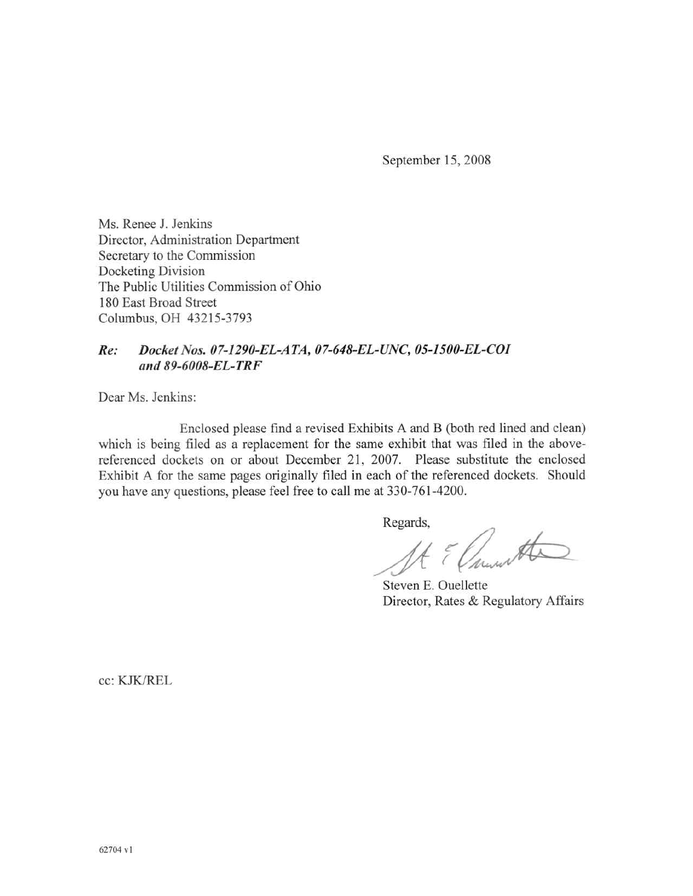September 15, 2008

Ms. Renee J. Jenkins
Director, Administration Department
Secretary to the Commission
Docketing Division
The Public Utilities Commission of Ohio
180 East Broad Street
Columbus, OH 43215-3793

***Re: Docket Nos. 07-1290-EL-ATA, 07-648-EL-UNC, 05-1500-EL-COI and 89-6008-EL-TRF***

Dear Ms. Jenkins:

Enclosed please find a revised Exhibits A and B (both red lined and clean) which is being filed as a replacement for the same exhibit that was filed in the above-referenced dockets on or about December 21, 2007. Please substitute the enclosed Exhibit A for the same pages originally filed in each of the referenced dockets. Should you have any questions, please feel free to call me at 330-761-4200.

Regards,

Steven E. Ouellette
Director, Rates & Regulatory Affairs

cc: KJK/REL

62704 v1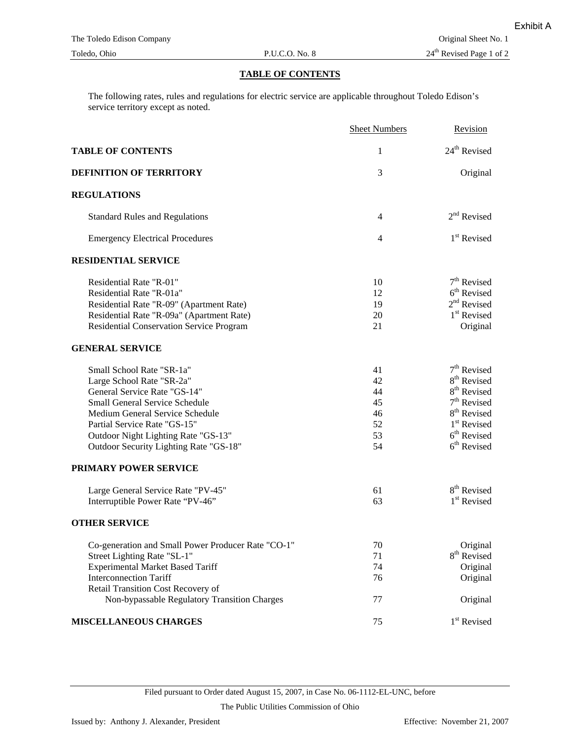Exhibit A

The Toledo Edison Company — Original Sheet No. 1

Toledo, Ohio — P.U.C.O. No. 8 — 24th Revised Page 1 of 2

## TABLE OF CONTENTS

The following rates, rules and regulations for electric service are applicable throughout Toledo Edison's service territory except as noted.

| | Sheet Numbers | Revision |
|---|---|---|
| **TABLE OF CONTENTS** | 1 | 24th Revised |
| **DEFINITION OF TERRITORY** | 3 | Original |
| **REGULATIONS** | | |
| Standard Rules and Regulations | 4 | 2nd Revised |
| Emergency Electrical Procedures | 4 | 1st Revised |
| **RESIDENTIAL SERVICE** | | |
| Residential Rate "R-01" | 10 | 7th Revised |
| Residential Rate "R-01a" | 12 | 6th Revised |
| Residential Rate "R-09" (Apartment Rate) | 19 | 2nd Revised |
| Residential Rate "R-09a" (Apartment Rate) | 20 | 1st Revised |
| Residential Conservation Service Program | 21 | Original |
| **GENERAL SERVICE** | | |
| Small School Rate "SR-1a" | 41 | 7th Revised |
| Large School Rate "SR-2a" | 42 | 8th Revised |
| General Service Rate "GS-14" | 44 | 8th Revised |
| Small General Service Schedule | 45 | 7th Revised |
| Medium General Service Schedule | 46 | 8th Revised |
| Partial Service Rate "GS-15" | 52 | 1st Revised |
| Outdoor Night Lighting Rate "GS-13" | 53 | 6th Revised |
| Outdoor Security Lighting Rate "GS-18" | 54 | 6th Revised |
| **PRIMARY POWER SERVICE** | | |
| Large General Service Rate "PV-45" | 61 | 8th Revised |
| Interruptible Power Rate "PV-46" | 63 | 1st Revised |
| **OTHER SERVICE** | | |
| Co-generation and Small Power Producer Rate "CO-1" | 70 | Original |
| Street Lighting Rate "SL-1" | 71 | 8th Revised |
| Experimental Market Based Tariff | 74 | Original |
| Interconnection Tariff | 76 | Original |
| Retail Transition Cost Recovery of Non-bypassable Regulatory Transition Charges | 77 | Original |
| **MISCELLANEOUS CHARGES** | 75 | 1st Revised |

Filed pursuant to Order dated August 15, 2007, in Case No. 06-1112-EL-UNC, before

The Public Utilities Commission of Ohio

Issued by: Anthony J. Alexander, President — Effective: November 21, 2007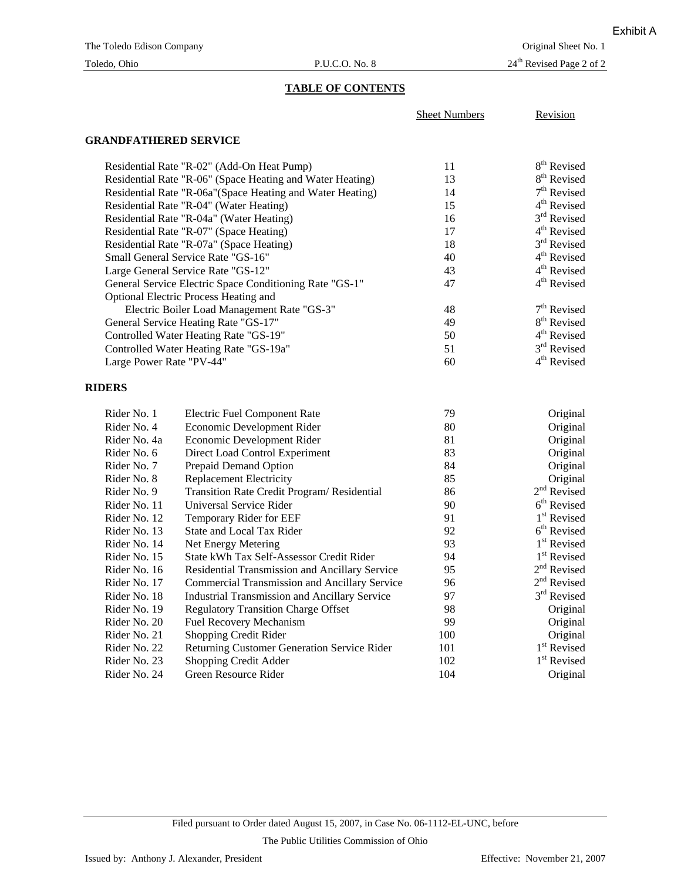# TABLE OF CONTENTS

## GRANDFATHERED SERVICE

| | Sheet Numbers | Revision |
|---|---|---|
| Residential Rate "R-02" (Add-On Heat Pump) | 11 | 8th Revised |
| Residential Rate "R-06" (Space Heating and Water Heating) | 13 | 8th Revised |
| Residential Rate "R-06a"(Space Heating and Water Heating) | 14 | 7th Revised |
| Residential Rate "R-04" (Water Heating) | 15 | 4th Revised |
| Residential Rate "R-04a" (Water Heating) | 16 | 3rd Revised |
| Residential Rate "R-07" (Space Heating) | 17 | 4th Revised |
| Residential Rate "R-07a" (Space Heating) | 18 | 3rd Revised |
| Small General Service Rate "GS-16" | 40 | 4th Revised |
| Large General Service Rate "GS-12" | 43 | 4th Revised |
| General Service Electric Space Conditioning Rate "GS-1" | 47 | 4th Revised |
| Optional Electric Process Heating and Electric Boiler Load Management Rate "GS-3" | 48 | 7th Revised |
| General Service Heating Rate "GS-17" | 49 | 8th Revised |
| Controlled Water Heating Rate "GS-19" | 50 | 4th Revised |
| Controlled Water Heating Rate "GS-19a" | 51 | 3rd Revised |
| Large Power Rate "PV-44" | 60 | 4th Revised |

## RIDERS

| | | Sheet Numbers | Revision |
|---|---|---|---|
| Rider No. 1 | Electric Fuel Component Rate | 79 | Original |
| Rider No. 4 | Economic Development Rider | 80 | Original |
| Rider No. 4a | Economic Development Rider | 81 | Original |
| Rider No. 6 | Direct Load Control Experiment | 83 | Original |
| Rider No. 7 | Prepaid Demand Option | 84 | Original |
| Rider No. 8 | Replacement Electricity | 85 | Original |
| Rider No. 9 | Transition Rate Credit Program/ Residential | 86 | 2nd Revised |
| Rider No. 11 | Universal Service Rider | 90 | 6th Revised |
| Rider No. 12 | Temporary Rider for EEF | 91 | 1st Revised |
| Rider No. 13 | State and Local Tax Rider | 92 | 6th Revised |
| Rider No. 14 | Net Energy Metering | 93 | 1st Revised |
| Rider No. 15 | State kWh Tax Self-Assessor Credit Rider | 94 | 1st Revised |
| Rider No. 16 | Residential Transmission and Ancillary Service | 95 | 2nd Revised |
| Rider No. 17 | Commercial Transmission and Ancillary Service | 96 | 2nd Revised |
| Rider No. 18 | Industrial Transmission and Ancillary Service | 97 | 3rd Revised |
| Rider No. 19 | Regulatory Transition Charge Offset | 98 | Original |
| Rider No. 20 | Fuel Recovery Mechanism | 99 | Original |
| Rider No. 21 | Shopping Credit Rider | 100 | Original |
| Rider No. 22 | Returning Customer Generation Service Rider | 101 | 1st Revised |
| Rider No. 23 | Shopping Credit Adder | 102 | 1st Revised |
| Rider No. 24 | Green Resource Rider | 104 | Original |

Filed pursuant to Order dated August 15, 2007, in Case No. 06-1112-EL-UNC, before

The Public Utilities Commission of Ohio

Issued by: Anthony J. Alexander, President

Effective: November 21, 2007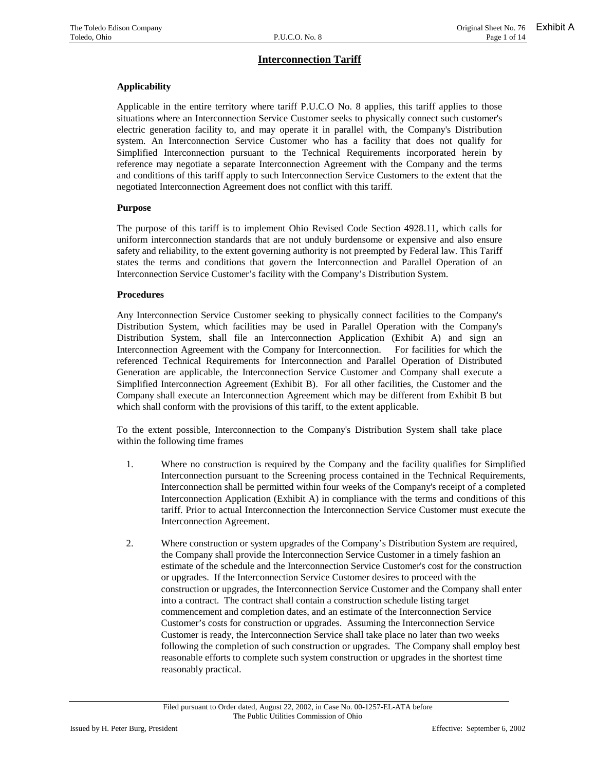# Interconnection Tariff

## Applicability

Applicable in the entire territory where tariff P.U.C.O No. 8 applies, this tariff applies to those situations where an Interconnection Service Customer seeks to physically connect such customer's electric generation facility to, and may operate it in parallel with, the Company's Distribution system. An Interconnection Service Customer who has a facility that does not qualify for Simplified Interconnection pursuant to the Technical Requirements incorporated herein by reference may negotiate a separate Interconnection Agreement with the Company and the terms and conditions of this tariff apply to such Interconnection Service Customers to the extent that the negotiated Interconnection Agreement does not conflict with this tariff.

## Purpose

The purpose of this tariff is to implement Ohio Revised Code Section 4928.11, which calls for uniform interconnection standards that are not unduly burdensome or expensive and also ensure safety and reliability, to the extent governing authority is not preempted by Federal law. This Tariff states the terms and conditions that govern the Interconnection and Parallel Operation of an Interconnection Service Customer's facility with the Company's Distribution System.

## Procedures

Any Interconnection Service Customer seeking to physically connect facilities to the Company's Distribution System, which facilities may be used in Parallel Operation with the Company's Distribution System, shall file an Interconnection Application (Exhibit A) and sign an Interconnection Agreement with the Company for Interconnection. For facilities for which the referenced Technical Requirements for Interconnection and Parallel Operation of Distributed Generation are applicable, the Interconnection Service Customer and Company shall execute a Simplified Interconnection Agreement (Exhibit B). For all other facilities, the Customer and the Company shall execute an Interconnection Agreement which may be different from Exhibit B but which shall conform with the provisions of this tariff, to the extent applicable.

To the extent possible, Interconnection to the Company's Distribution System shall take place within the following time frames

1. Where no construction is required by the Company and the facility qualifies for Simplified Interconnection pursuant to the Screening process contained in the Technical Requirements, Interconnection shall be permitted within four weeks of the Company's receipt of a completed Interconnection Application (Exhibit A) in compliance with the terms and conditions of this tariff. Prior to actual Interconnection the Interconnection Service Customer must execute the Interconnection Agreement.

2. Where construction or system upgrades of the Company's Distribution System are required, the Company shall provide the Interconnection Service Customer in a timely fashion an estimate of the schedule and the Interconnection Service Customer's cost for the construction or upgrades. If the Interconnection Service Customer desires to proceed with the construction or upgrades, the Interconnection Service Customer and the Company shall enter into a contract. The contract shall contain a construction schedule listing target commencement and completion dates, and an estimate of the Interconnection Service Customer's costs for construction or upgrades. Assuming the Interconnection Service Customer is ready, the Interconnection Service shall take place no later than two weeks following the completion of such construction or upgrades. The Company shall employ best reasonable efforts to complete such system construction or upgrades in the shortest time reasonably practical.

Filed pursuant to Order dated, August 22, 2002, in Case No. 00-1257-EL-ATA before The Public Utilities Commission of Ohio

Issued by H. Peter Burg, President

Effective: September 6, 2002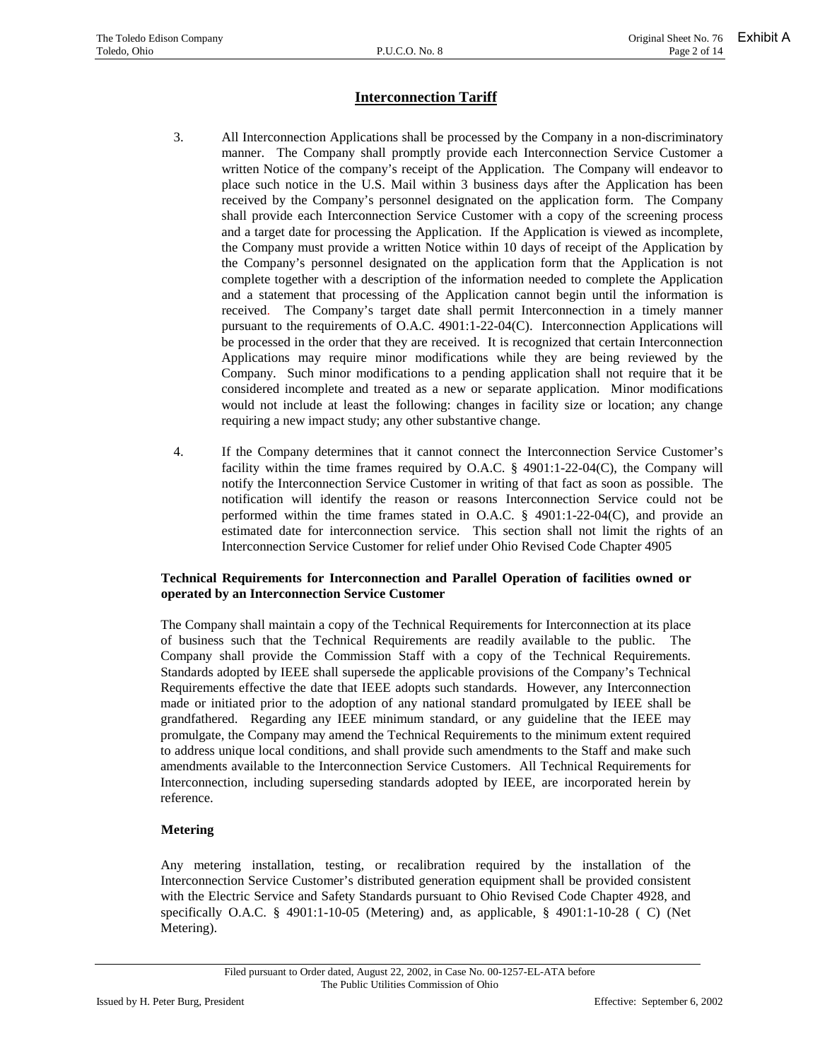## Interconnection Tariff

3. All Interconnection Applications shall be processed by the Company in a non-discriminatory manner. The Company shall promptly provide each Interconnection Service Customer a written Notice of the company's receipt of the Application. The Company will endeavor to place such notice in the U.S. Mail within 3 business days after the Application has been received by the Company's personnel designated on the application form. The Company shall provide each Interconnection Service Customer with a copy of the screening process and a target date for processing the Application. If the Application is viewed as incomplete, the Company must provide a written Notice within 10 days of receipt of the Application by the Company's personnel designated on the application form that the Application is not complete together with a description of the information needed to complete the Application and a statement that processing of the Application cannot begin until the information is received. The Company's target date shall permit Interconnection in a timely manner pursuant to the requirements of O.A.C. 4901:1-22-04(C). Interconnection Applications will be processed in the order that they are received. It is recognized that certain Interconnection Applications may require minor modifications while they are being reviewed by the Company. Such minor modifications to a pending application shall not require that it be considered incomplete and treated as a new or separate application. Minor modifications would not include at least the following: changes in facility size or location; any change requiring a new impact study; any other substantive change.

4. If the Company determines that it cannot connect the Interconnection Service Customer's facility within the time frames required by O.A.C. § 4901:1-22-04(C), the Company will notify the Interconnection Service Customer in writing of that fact as soon as possible. The notification will identify the reason or reasons Interconnection Service could not be performed within the time frames stated in O.A.C. § 4901:1-22-04(C), and provide an estimated date for interconnection service. This section shall not limit the rights of an Interconnection Service Customer for relief under Ohio Revised Code Chapter 4905

**Technical Requirements for Interconnection and Parallel Operation of facilities owned or operated by an Interconnection Service Customer**

The Company shall maintain a copy of the Technical Requirements for Interconnection at its place of business such that the Technical Requirements are readily available to the public. The Company shall provide the Commission Staff with a copy of the Technical Requirements. Standards adopted by IEEE shall supersede the applicable provisions of the Company's Technical Requirements effective the date that IEEE adopts such standards. However, any Interconnection made or initiated prior to the adoption of any national standard promulgated by IEEE shall be grandfathered. Regarding any IEEE minimum standard, or any guideline that the IEEE may promulgate, the Company may amend the Technical Requirements to the minimum extent required to address unique local conditions, and shall provide such amendments to the Staff and make such amendments available to the Interconnection Service Customers. All Technical Requirements for Interconnection, including superseding standards adopted by IEEE, are incorporated herein by reference.

**Metering**

Any metering installation, testing, or recalibration required by the installation of the Interconnection Service Customer's distributed generation equipment shall be provided consistent with the Electric Service and Safety Standards pursuant to Ohio Revised Code Chapter 4928, and specifically O.A.C. § 4901:1-10-05 (Metering) and, as applicable, § 4901:1-10-28 ( C) (Net Metering).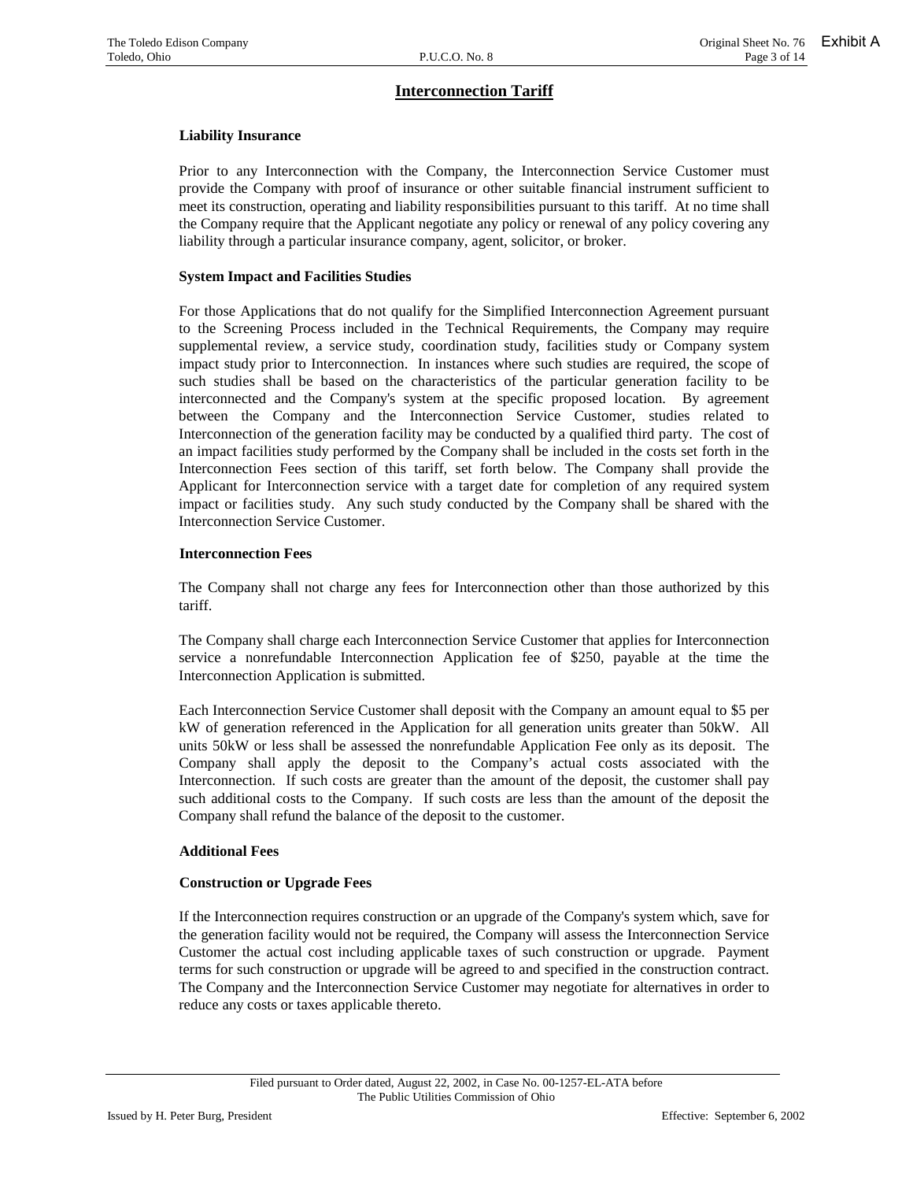# Interconnection Tariff

**Liability Insurance**

Prior to any Interconnection with the Company, the Interconnection Service Customer must provide the Company with proof of insurance or other suitable financial instrument sufficient to meet its construction, operating and liability responsibilities pursuant to this tariff. At no time shall the Company require that the Applicant negotiate any policy or renewal of any policy covering any liability through a particular insurance company, agent, solicitor, or broker.

**System Impact and Facilities Studies**

For those Applications that do not qualify for the Simplified Interconnection Agreement pursuant to the Screening Process included in the Technical Requirements, the Company may require supplemental review, a service study, coordination study, facilities study or Company system impact study prior to Interconnection. In instances where such studies are required, the scope of such studies shall be based on the characteristics of the particular generation facility to be interconnected and the Company's system at the specific proposed location. By agreement between the Company and the Interconnection Service Customer, studies related to Interconnection of the generation facility may be conducted by a qualified third party. The cost of an impact facilities study performed by the Company shall be included in the costs set forth in the Interconnection Fees section of this tariff, set forth below. The Company shall provide the Applicant for Interconnection service with a target date for completion of any required system impact or facilities study. Any such study conducted by the Company shall be shared with the Interconnection Service Customer.

**Interconnection Fees**

The Company shall not charge any fees for Interconnection other than those authorized by this tariff.

The Company shall charge each Interconnection Service Customer that applies for Interconnection service a nonrefundable Interconnection Application fee of $250, payable at the time the Interconnection Application is submitted.

Each Interconnection Service Customer shall deposit with the Company an amount equal to $5 per kW of generation referenced in the Application for all generation units greater than 50kW. All units 50kW or less shall be assessed the nonrefundable Application Fee only as its deposit. The Company shall apply the deposit to the Company's actual costs associated with the Interconnection. If such costs are greater than the amount of the deposit, the customer shall pay such additional costs to the Company. If such costs are less than the amount of the deposit the Company shall refund the balance of the deposit to the customer.

**Additional Fees**

**Construction or Upgrade Fees**

If the Interconnection requires construction or an upgrade of the Company's system which, save for the generation facility would not be required, the Company will assess the Interconnection Service Customer the actual cost including applicable taxes of such construction or upgrade. Payment terms for such construction or upgrade will be agreed to and specified in the construction contract. The Company and the Interconnection Service Customer may negotiate for alternatives in order to reduce any costs or taxes applicable thereto.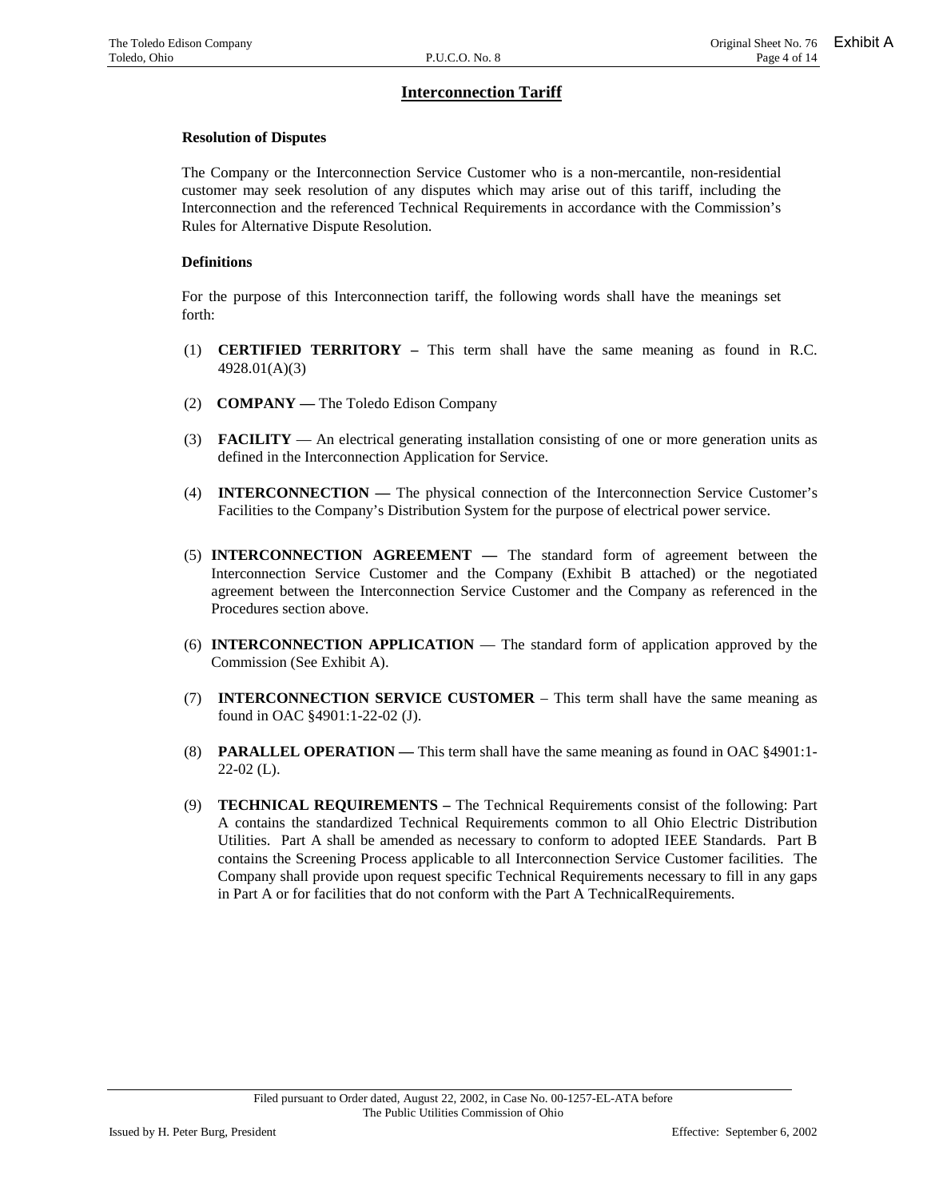## Interconnection Tariff

**Resolution of Disputes**

The Company or the Interconnection Service Customer who is a non-mercantile, non-residential customer may seek resolution of any disputes which may arise out of this tariff, including the Interconnection and the referenced Technical Requirements in accordance with the Commission's Rules for Alternative Dispute Resolution.

**Definitions**

For the purpose of this Interconnection tariff, the following words shall have the meanings set forth:

(1) **CERTIFIED TERRITORY –** This term shall have the same meaning as found in R.C. 4928.01(A)(3)

(2) **COMPANY —** The Toledo Edison Company

(3) **FACILITY** — An electrical generating installation consisting of one or more generation units as defined in the Interconnection Application for Service.

(4) **INTERCONNECTION —** The physical connection of the Interconnection Service Customer's Facilities to the Company's Distribution System for the purpose of electrical power service.

(5) **INTERCONNECTION AGREEMENT —** The standard form of agreement between the Interconnection Service Customer and the Company (Exhibit B attached) or the negotiated agreement between the Interconnection Service Customer and the Company as referenced in the Procedures section above.

(6) **INTERCONNECTION APPLICATION** — The standard form of application approved by the Commission (See Exhibit A).

(7) **INTERCONNECTION SERVICE CUSTOMER** – This term shall have the same meaning as found in OAC §4901:1-22-02 (J).

(8) **PARALLEL OPERATION —** This term shall have the same meaning as found in OAC §4901:1-22-02 (L).

(9) **TECHNICAL REQUIREMENTS –** The Technical Requirements consist of the following: Part A contains the standardized Technical Requirements common to all Ohio Electric Distribution Utilities. Part A shall be amended as necessary to conform to adopted IEEE Standards. Part B contains the Screening Process applicable to all Interconnection Service Customer facilities. The Company shall provide upon request specific Technical Requirements necessary to fill in any gaps in Part A or for facilities that do not conform with the Part A TechnicalRequirements.

Filed pursuant to Order dated, August 22, 2002, in Case No. 00-1257-EL-ATA before The Public Utilities Commission of Ohio

Issued by H. Peter Burg, President

Effective: September 6, 2002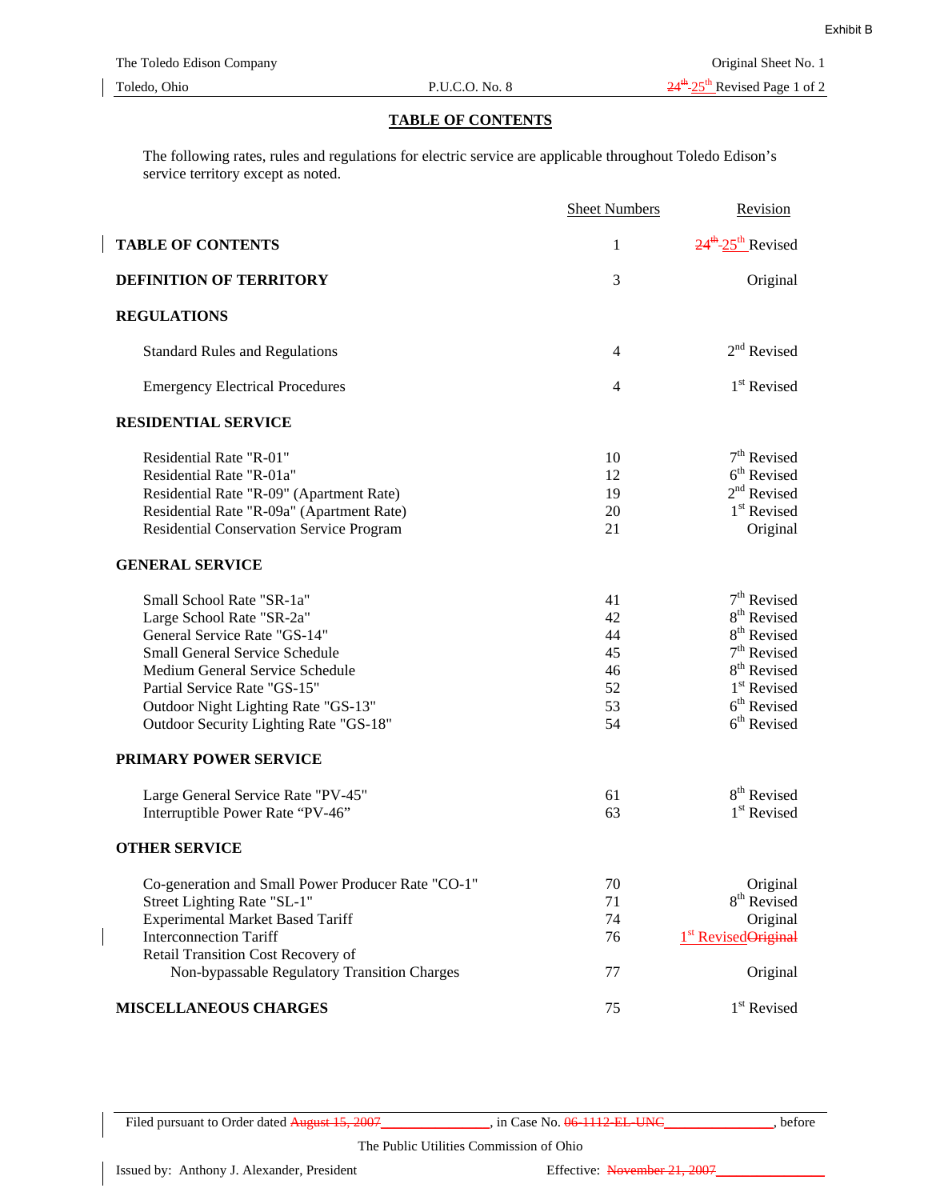Exhibit B

The Toledo Edison Company — Original Sheet No. 1

Toledo, Ohio — P.U.C.O. No. 8 — ~~24th~~ 25th Revised Page 1 of 2

## TABLE OF CONTENTS

The following rates, rules and regulations for electric service are applicable throughout Toledo Edison's service territory except as noted.

| | Sheet Numbers | Revision |
|---|---|---|
| **TABLE OF CONTENTS** | 1 | ~~24th~~ 25th Revised |
| **DEFINITION OF TERRITORY** | 3 | Original |
| **REGULATIONS** | | |
| Standard Rules and Regulations | 4 | 2nd Revised |
| Emergency Electrical Procedures | 4 | 1st Revised |
| **RESIDENTIAL SERVICE** | | |
| Residential Rate "R-01" | 10 | 7th Revised |
| Residential Rate "R-01a" | 12 | 6th Revised |
| Residential Rate "R-09" (Apartment Rate) | 19 | 2nd Revised |
| Residential Rate "R-09a" (Apartment Rate) | 20 | 1st Revised |
| Residential Conservation Service Program | 21 | Original |
| **GENERAL SERVICE** | | |
| Small School Rate "SR-1a" | 41 | 7th Revised |
| Large School Rate "SR-2a" | 42 | 8th Revised |
| General Service Rate "GS-14" | 44 | 8th Revised |
| Small General Service Schedule | 45 | 7th Revised |
| Medium General Service Schedule | 46 | 8th Revised |
| Partial Service Rate "GS-15" | 52 | 1st Revised |
| Outdoor Night Lighting Rate "GS-13" | 53 | 6th Revised |
| Outdoor Security Lighting Rate "GS-18" | 54 | 6th Revised |
| **PRIMARY POWER SERVICE** | | |
| Large General Service Rate "PV-45" | 61 | 8th Revised |
| Interruptible Power Rate "PV-46" | 63 | 1st Revised |
| **OTHER SERVICE** | | |
| Co-generation and Small Power Producer Rate "CO-1" | 70 | Original |
| Street Lighting Rate "SL-1" | 71 | 8th Revised |
| Experimental Market Based Tariff | 74 | Original |
| Interconnection Tariff | 76 | 1st Revised ~~Original~~ |
| Retail Transition Cost Recovery of Non-bypassable Regulatory Transition Charges | 77 | Original |
| **MISCELLANEOUS CHARGES** | 75 | 1st Revised |

Filed pursuant to Order dated ~~August 15, 2007~~ \_\_\_\_\_\_\_\_, in Case No. ~~06-1112-EL-UNC~~ \_\_\_\_\_\_\_\_, before The Public Utilities Commission of Ohio

Issued by: Anthony J. Alexander, President — Effective: ~~November 21, 2007~~ \_\_\_\_\_\_\_\_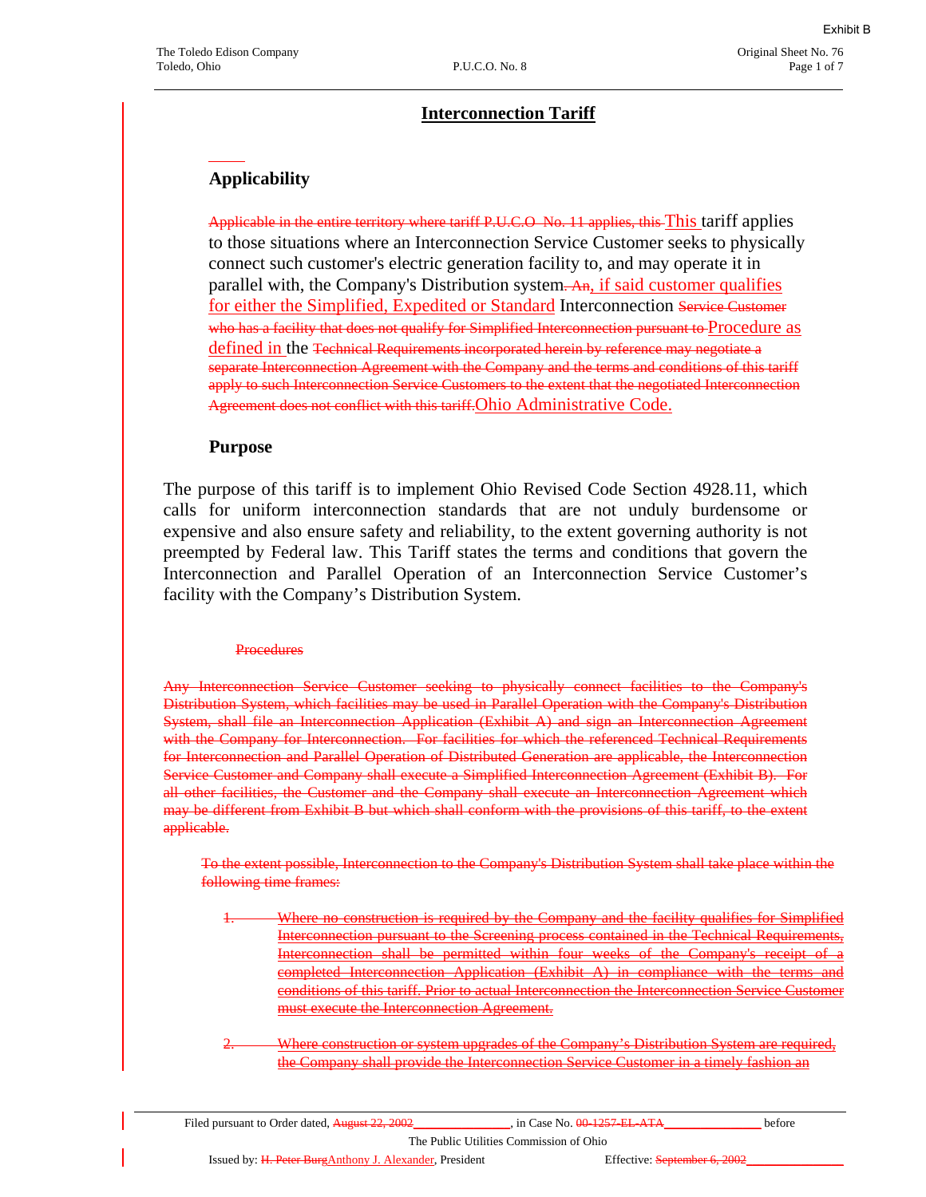## Interconnection Tariff

### Applicability

~~Applicable in the entire territory where tariff P.U.C.O No. 11 applies, this~~ This tariff applies to those situations where an Interconnection Service Customer seeks to physically connect such customer's electric generation facility to, and may operate it in parallel with, the Company's Distribution system~~. An~~, if said customer qualifies for either the Simplified, Expedited or Standard Interconnection ~~Service Customer who has a facility that does not qualify for Simplified Interconnection pursuant to~~ Procedure as defined in the ~~Technical Requirements incorporated herein by reference may negotiate a separate Interconnection Agreement with the Company and the terms and conditions of this tariff apply to such Interconnection Service Customers to the extent that the negotiated Interconnection Agreement does not conflict with this tariff.~~ Ohio Administrative Code.

### Purpose

The purpose of this tariff is to implement Ohio Revised Code Section 4928.11, which calls for uniform interconnection standards that are not unduly burdensome or expensive and also ensure safety and reliability, to the extent governing authority is not preempted by Federal law. This Tariff states the terms and conditions that govern the Interconnection and Parallel Operation of an Interconnection Service Customer's facility with the Company's Distribution System.

~~Procedures~~

~~Any Interconnection Service Customer seeking to physically connect facilities to the Company's Distribution System, which facilities may be used in Parallel Operation with the Company's Distribution System, shall file an Interconnection Application (Exhibit A) and sign an Interconnection Agreement with the Company for Interconnection. For facilities for which the referenced Technical Requirements for Interconnection and Parallel Operation of Distributed Generation are applicable, the Interconnection Service Customer and Company shall execute a Simplified Interconnection Agreement (Exhibit B). For all other facilities, the Customer and the Company shall execute an Interconnection Agreement which may be different from Exhibit B but which shall conform with the provisions of this tariff, to the extent applicable.~~

~~To the extent possible, Interconnection to the Company's Distribution System shall take place within the following time frames:~~

1. ~~Where no construction is required by the Company and the facility qualifies for Simplified Interconnection pursuant to the Screening process contained in the Technical Requirements, Interconnection shall be permitted within four weeks of the Company's receipt of a completed Interconnection Application (Exhibit A) in compliance with the terms and conditions of this tariff. Prior to actual Interconnection the Interconnection Service Customer must execute the Interconnection Agreement.~~

2. ~~Where construction or system upgrades of the Company's Distribution System are required, the Company shall provide the Interconnection Service Customer in a timely fashion an~~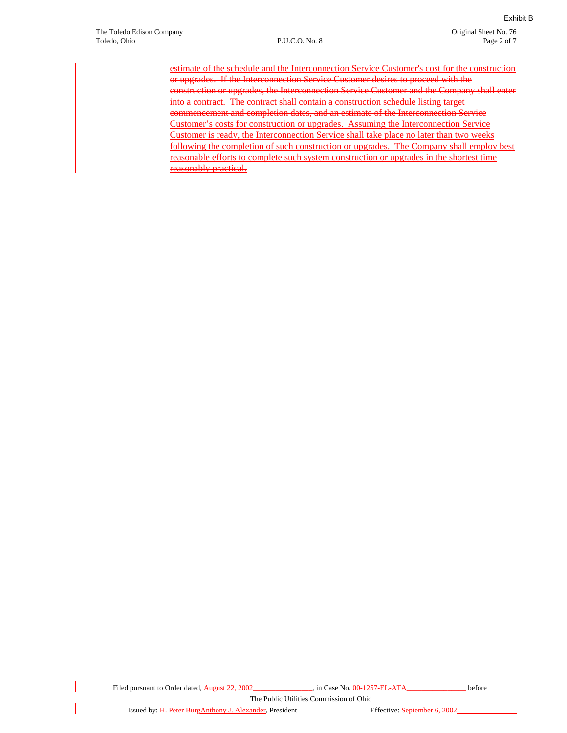Exhibit B

The Toledo Edison Company
Toledo, Ohio

P.U.C.O. No. 8

Original Sheet No. 76

~~estimate of the schedule and the Interconnection Service Customer's cost for the construction or upgrades. If the Interconnection Service Customer desires to proceed with the construction or upgrades, the Interconnection Service Customer and the Company shall enter into a contract. The contract shall contain a construction schedule listing target commencement and completion dates, and an estimate of the Interconnection Service Customer's costs for construction or upgrades. Assuming the Interconnection Service Customer is ready, the Interconnection Service shall take place no later than two weeks following the completion of such construction or upgrades. The Company shall employ best reasonable efforts to complete such system construction or upgrades in the shortest time reasonably practical.~~

Filed pursuant to Order dated, ~~August 22, 2002~~\_\_\_\_\_\_\_\_\_\_\_\_\_\_\_, in Case No. ~~00-1257-EL-ATA~~\_\_\_\_\_\_\_\_\_\_\_\_\_\_\_ before The Public Utilities Commission of Ohio

Issued by: ~~H. Peter Burg~~Anthony J. Alexander, President

Effective: ~~September 6, 2002~~\_\_\_\_\_\_\_\_\_\_\_\_\_\_\_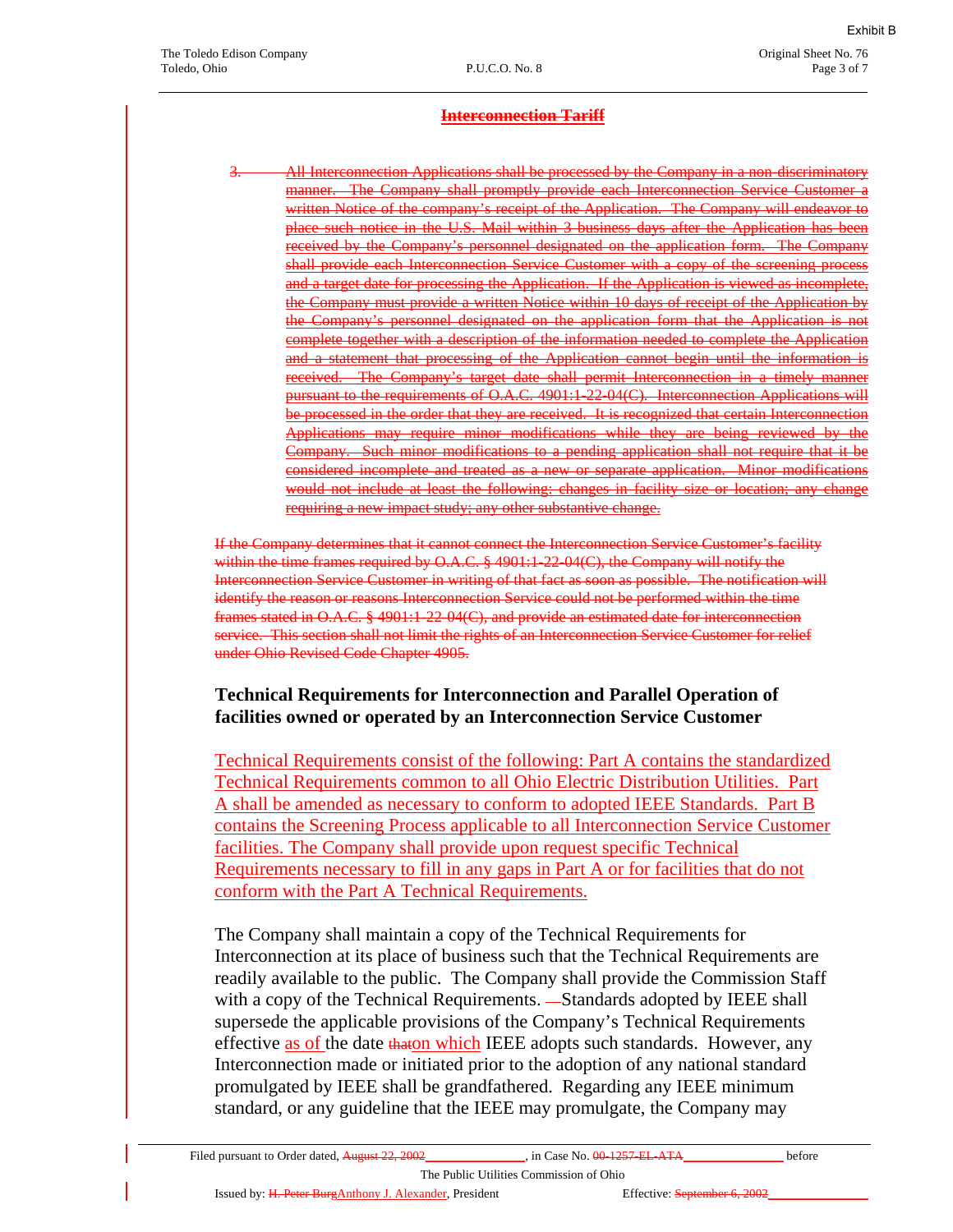Exhibit B

## Interconnection Tariff

3. All Interconnection Applications shall be processed by the Company in a non-discriminatory manner. The Company shall promptly provide each Interconnection Service Customer a written Notice of the company's receipt of the Application. The Company will endeavor to place such notice in the U.S. Mail within 3 business days after the Application has been received by the Company's personnel designated on the application form. The Company shall provide each Interconnection Service Customer with a copy of the screening process and a target date for processing the Application. If the Application is viewed as incomplete, the Company must provide a written Notice within 10 days of receipt of the Application by the Company's personnel designated on the application form that the Application is not complete together with a description of the information needed to complete the Application and a statement that processing of the Application cannot begin until the information is received. The Company's target date shall permit Interconnection in a timely manner pursuant to the requirements of O.A.C. 4901:1-22-04(C). Interconnection Applications will be processed in the order that they are received. It is recognized that certain Interconnection Applications may require minor modifications while they are being reviewed by the Company. Such minor modifications to a pending application shall not require that it be considered incomplete and treated as a new or separate application. Minor modifications would not include at least the following: changes in facility size or location; any change requiring a new impact study; any other substantive change.

If the Company determines that it cannot connect the Interconnection Service Customer's facility within the time frames required by O.A.C. § 4901:1-22-04(C), the Company will notify the Interconnection Service Customer in writing of that fact as soon as possible. The notification will identify the reason or reasons Interconnection Service could not be performed within the time frames stated in O.A.C. § 4901:1-22-04(C), and provide an estimated date for interconnection service. This section shall not limit the rights of an Interconnection Service Customer for relief under Ohio Revised Code Chapter 4905.

### Technical Requirements for Interconnection and Parallel Operation of facilities owned or operated by an Interconnection Service Customer

Technical Requirements consist of the following: Part A contains the standardized Technical Requirements common to all Ohio Electric Distribution Utilities. Part A shall be amended as necessary to conform to adopted IEEE Standards. Part B contains the Screening Process applicable to all Interconnection Service Customer facilities. The Company shall provide upon request specific Technical Requirements necessary to fill in any gaps in Part A or for facilities that do not conform with the Part A Technical Requirements.

The Company shall maintain a copy of the Technical Requirements for Interconnection at its place of business such that the Technical Requirements are readily available to the public. The Company shall provide the Commission Staff with a copy of the Technical Requirements. —Standards adopted by IEEE shall supersede the applicable provisions of the Company's Technical Requirements effective as of the date thaton which IEEE adopts such standards. However, any Interconnection made or initiated prior to the adoption of any national standard promulgated by IEEE shall be grandfathered. Regarding any IEEE minimum standard, or any guideline that the IEEE may promulgate, the Company may

Filed pursuant to Order dated, August 22, 2002 \_\_\_\_\_\_\_\_, in Case No. 00-1257-EL-ATA \_\_\_\_\_\_\_\_ before The Public Utilities Commission of Ohio

Issued by: H. Peter BurgAnthony J. Alexander, President Effective: September 6, 2002 \_\_\_\_\_\_\_\_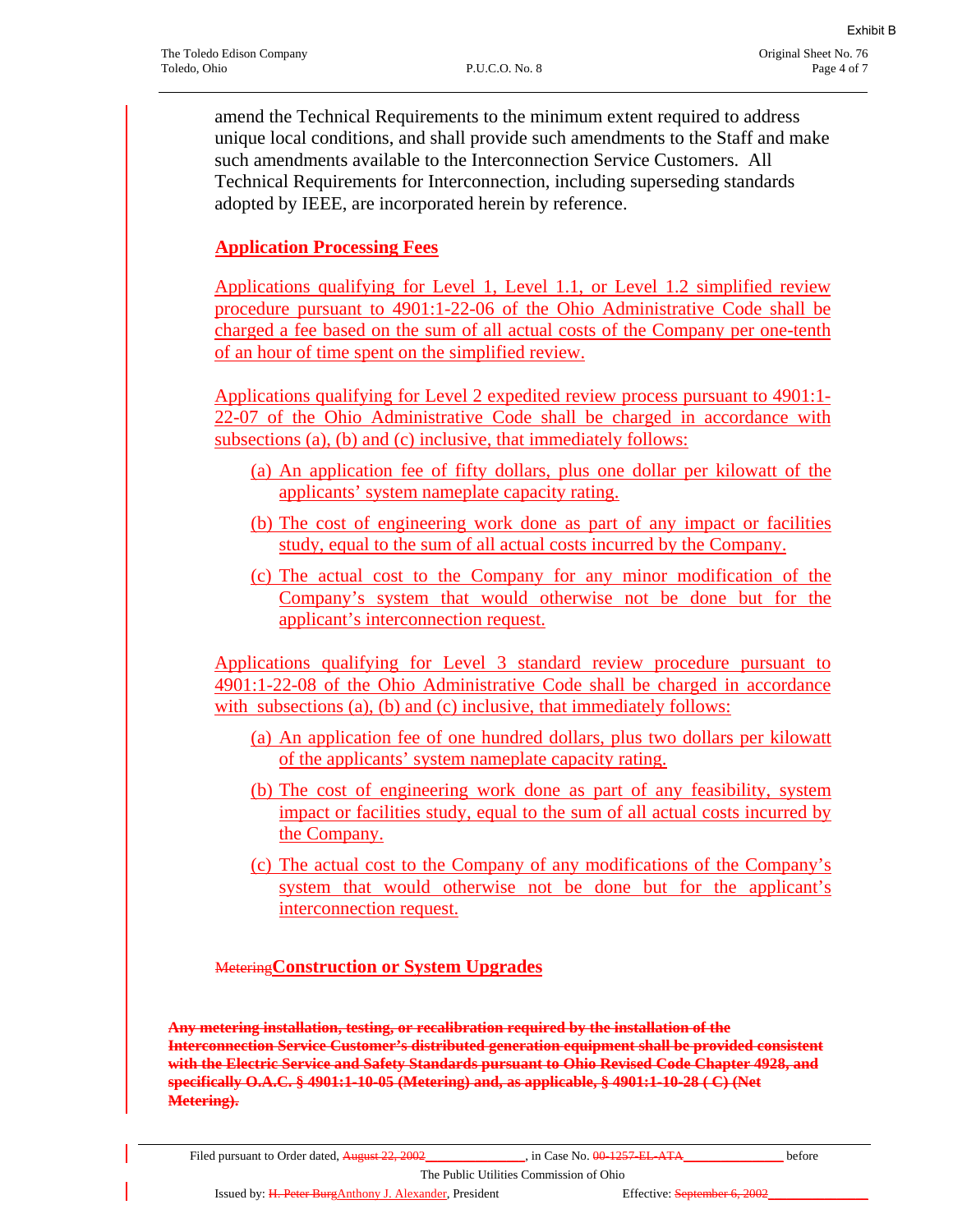amend the Technical Requirements to the minimum extent required to address unique local conditions, and shall provide such amendments to the Staff and make such amendments available to the Interconnection Service Customers. All Technical Requirements for Interconnection, including superseding standards adopted by IEEE, are incorporated herein by reference.

## Application Processing Fees

Applications qualifying for Level 1, Level 1.1, or Level 1.2 simplified review procedure pursuant to 4901:1-22-06 of the Ohio Administrative Code shall be charged a fee based on the sum of all actual costs of the Company per one-tenth of an hour of time spent on the simplified review.

Applications qualifying for Level 2 expedited review process pursuant to 4901:1-22-07 of the Ohio Administrative Code shall be charged in accordance with subsections (a), (b) and (c) inclusive, that immediately follows:

(a) An application fee of fifty dollars, plus one dollar per kilowatt of the applicants' system nameplate capacity rating.

(b) The cost of engineering work done as part of any impact or facilities study, equal to the sum of all actual costs incurred by the Company.

(c) The actual cost to the Company for any minor modification of the Company's system that would otherwise not be done but for the applicant's interconnection request.

Applications qualifying for Level 3 standard review procedure pursuant to 4901:1-22-08 of the Ohio Administrative Code shall be charged in accordance with subsections (a), (b) and (c) inclusive, that immediately follows:

(a) An application fee of one hundred dollars, plus two dollars per kilowatt of the applicants' system nameplate capacity rating.

(b) The cost of engineering work done as part of any feasibility, system impact or facilities study, equal to the sum of all actual costs incurred by the Company.

(c) The actual cost to the Company of any modifications of the Company's system that would otherwise not be done but for the applicant's interconnection request.

## ~~Metering~~Construction or System Upgrades

~~**Any metering installation, testing, or recalibration required by the installation of the Interconnection Service Customer's distributed generation equipment shall be provided consistent with the Electric Service and Safety Standards pursuant to Ohio Revised Code Chapter 4928, and specifically O.A.C. § 4901:1-10-05 (Metering) and, as applicable, § 4901:1-10-28 ( C) (Net Metering).**~~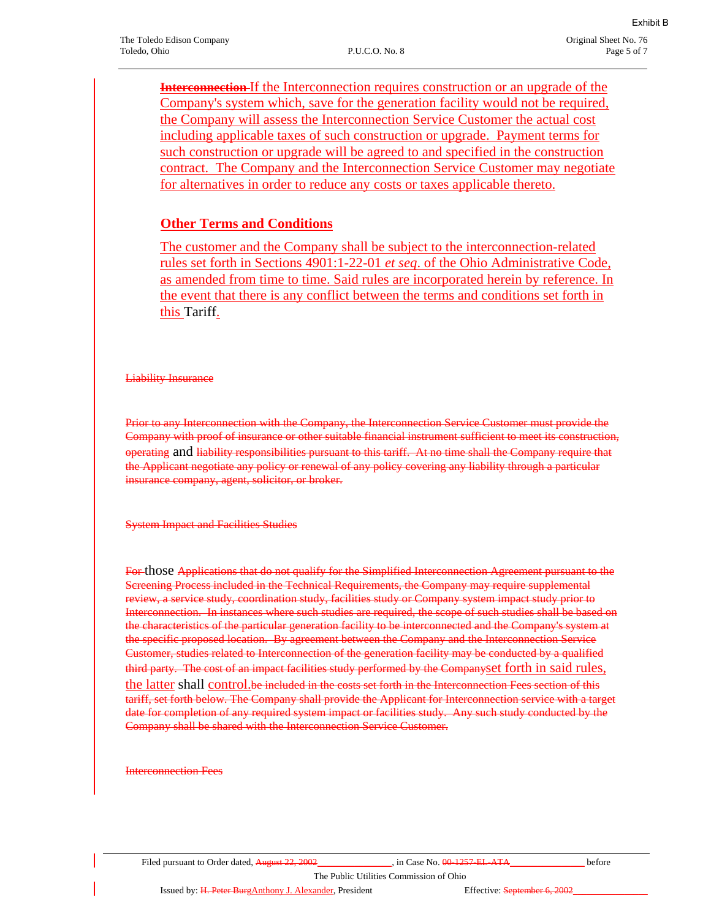~~**Interconnection**~~ If the Interconnection requires construction or an upgrade of the Company's system which, save for the generation facility would not be required, the Company will assess the Interconnection Service Customer the actual cost including applicable taxes of such construction or upgrade. Payment terms for such construction or upgrade will be agreed to and specified in the construction contract. The Company and the Interconnection Service Customer may negotiate for alternatives in order to reduce any costs or taxes applicable thereto.

## Other Terms and Conditions

The customer and the Company shall be subject to the interconnection-related rules set forth in Sections 4901:1-22-01 *et seq*. of the Ohio Administrative Code, as amended from time to time. Said rules are incorporated herein by reference. In the event that there is any conflict between the terms and conditions set forth in this Tariff.

~~Liability Insurance~~

~~Prior to any Interconnection with the Company, the Interconnection Service Customer must provide the Company with proof of insurance or other suitable financial instrument sufficient to meet its construction, operating~~ and ~~liability responsibilities pursuant to this tariff. At no time shall the Company require that the Applicant negotiate any policy or renewal of any policy covering any liability through a particular insurance company, agent, solicitor, or broker.~~

~~System Impact and Facilities Studies~~

~~For~~ those ~~Applications that do not qualify for the Simplified Interconnection Agreement pursuant to the Screening Process included in the Technical Requirements, the Company may require supplemental review, a service study, coordination study, facilities study or Company system impact study prior to Interconnection. In instances where such studies are required, the scope of such studies shall be based on the characteristics of the particular generation facility to be interconnected and the Company's system at the specific proposed location. By agreement between the Company and the Interconnection Service Customer, studies related to Interconnection of the generation facility may be conducted by a qualified third party. The cost of an impact facilities study performed by the Company~~ set forth in said rules, the latter shall control. ~~be included in the costs set forth in the Interconnection Fees section of this tariff, set forth below. The Company shall provide the Applicant for Interconnection service with a target date for completion of any required system impact or facilities study. Any such study conducted by the Company shall be shared with the Interconnection Service Customer.~~

~~Interconnection Fees~~

Filed pursuant to Order dated, ~~August 22, 2002~~ \_\_\_\_\_\_\_\_\_\_, in Case No. ~~00-1257-EL-ATA~~ \_\_\_\_\_\_\_\_\_\_ before The Public Utilities Commission of Ohio

Issued by: ~~H. Peter Burg~~ Anthony J. Alexander, President    Effective: ~~September 6, 2002~~ \_\_\_\_\_\_\_\_\_\_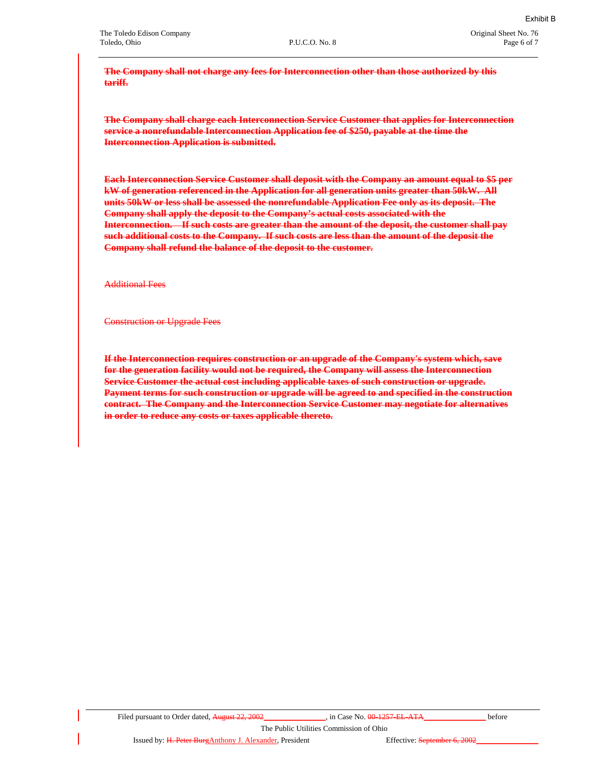~~**The Company shall not charge any fees for Interconnection other than those authorized by this tariff.**~~

~~**The Company shall charge each Interconnection Service Customer that applies for Interconnection service a nonrefundable Interconnection Application fee of $250, payable at the time the Interconnection Application is submitted.**~~

~~**Each Interconnection Service Customer shall deposit with the Company an amount equal to $5 per kW of generation referenced in the Application for all generation units greater than 50kW. All units 50kW or less shall be assessed the nonrefundable Application Fee only as its deposit. The Company shall apply the deposit to the Company's actual costs associated with the Interconnection. If such costs are greater than the amount of the deposit, the customer shall pay such additional costs to the Company. If such costs are less than the amount of the deposit the Company shall refund the balance of the deposit to the customer.**~~

~~Additional Fees~~

~~Construction or Upgrade Fees~~

~~**If the Interconnection requires construction or an upgrade of the Company's system which, save for the generation facility would not be required, the Company will assess the Interconnection Service Customer the actual cost including applicable taxes of such construction or upgrade. Payment terms for such construction or upgrade will be agreed to and specified in the construction contract. The Company and the Interconnection Service Customer may negotiate for alternatives in order to reduce any costs or taxes applicable thereto.**~~

Filed pursuant to Order dated, ~~August 22, 2002~~\_\_\_\_\_\_\_\_\_\_\_\_\_\_\_, in Case No. ~~00-1257-EL-ATA~~\_\_\_\_\_\_\_\_\_\_\_\_\_\_\_ before The Public Utilities Commission of Ohio

Issued by: ~~H. Peter Burg~~Anthony J. Alexander, President    Effective: ~~September 6, 2002~~\_\_\_\_\_\_\_\_\_\_\_\_\_\_\_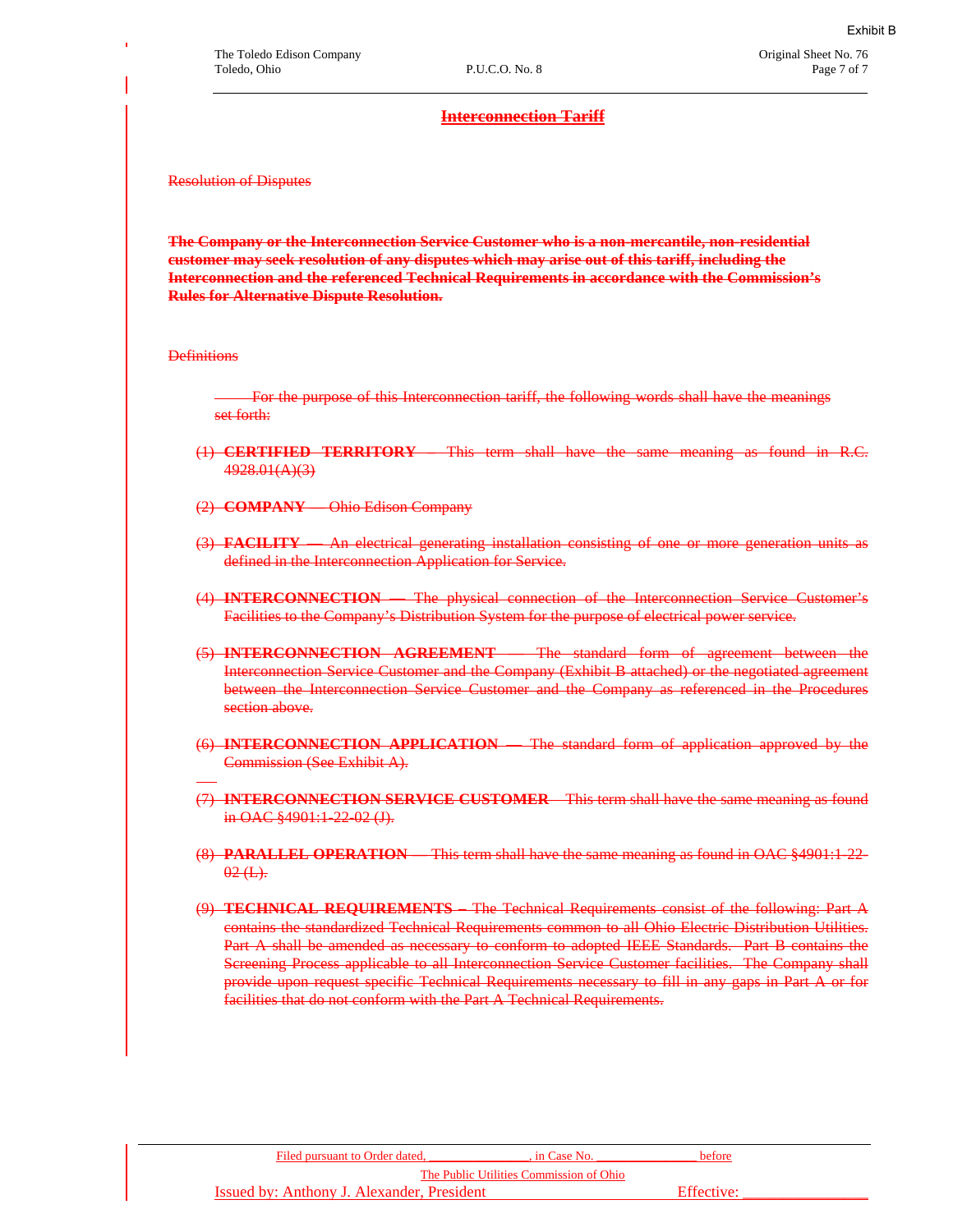## ~~Interconnection Tariff~~

~~Resolution of Disputes~~

**~~The Company or the Interconnection Service Customer who is a non-mercantile, non-residential customer may seek resolution of any disputes which may arise out of this tariff, including the Interconnection and the referenced Technical Requirements in accordance with the Commission's Rules for Alternative Dispute Resolution.~~**

~~Definitions~~

~~For the purpose of this Interconnection tariff, the following words shall have the meanings set forth:~~

~~(1) **CERTIFIED TERRITORY** – This term shall have the same meaning as found in R.C. 4928.01(A)(3)~~

~~(2) **COMPANY** — Ohio Edison Company~~

~~(3) **FACILITY** — An electrical generating installation consisting of one or more generation units as defined in the Interconnection Application for Service.~~

~~(4) **INTERCONNECTION** — The physical connection of the Interconnection Service Customer's Facilities to the Company's Distribution System for the purpose of electrical power service.~~

~~(5) **INTERCONNECTION AGREEMENT** — The standard form of agreement between the Interconnection Service Customer and the Company (Exhibit B attached) or the negotiated agreement between the Interconnection Service Customer and the Company as referenced in the Procedures section above.~~

~~(6) **INTERCONNECTION APPLICATION** — The standard form of application approved by the Commission (See Exhibit A).~~

~~(7) **INTERCONNECTION SERVICE CUSTOMER** – This term shall have the same meaning as found in OAC §4901:1-22-02 (J).~~

~~(8) **PARALLEL OPERATION** — This term shall have the same meaning as found in OAC §4901:1-22-02 (L).~~

~~(9) **TECHNICAL REQUIREMENTS** – The Technical Requirements consist of the following: Part A contains the standardized Technical Requirements common to all Ohio Electric Distribution Utilities. Part A shall be amended as necessary to conform to adopted IEEE Standards. Part B contains the Screening Process applicable to all Interconnection Service Customer facilities. The Company shall provide upon request specific Technical Requirements necessary to fill in any gaps in Part A or for facilities that do not conform with the Part A Technical Requirements.~~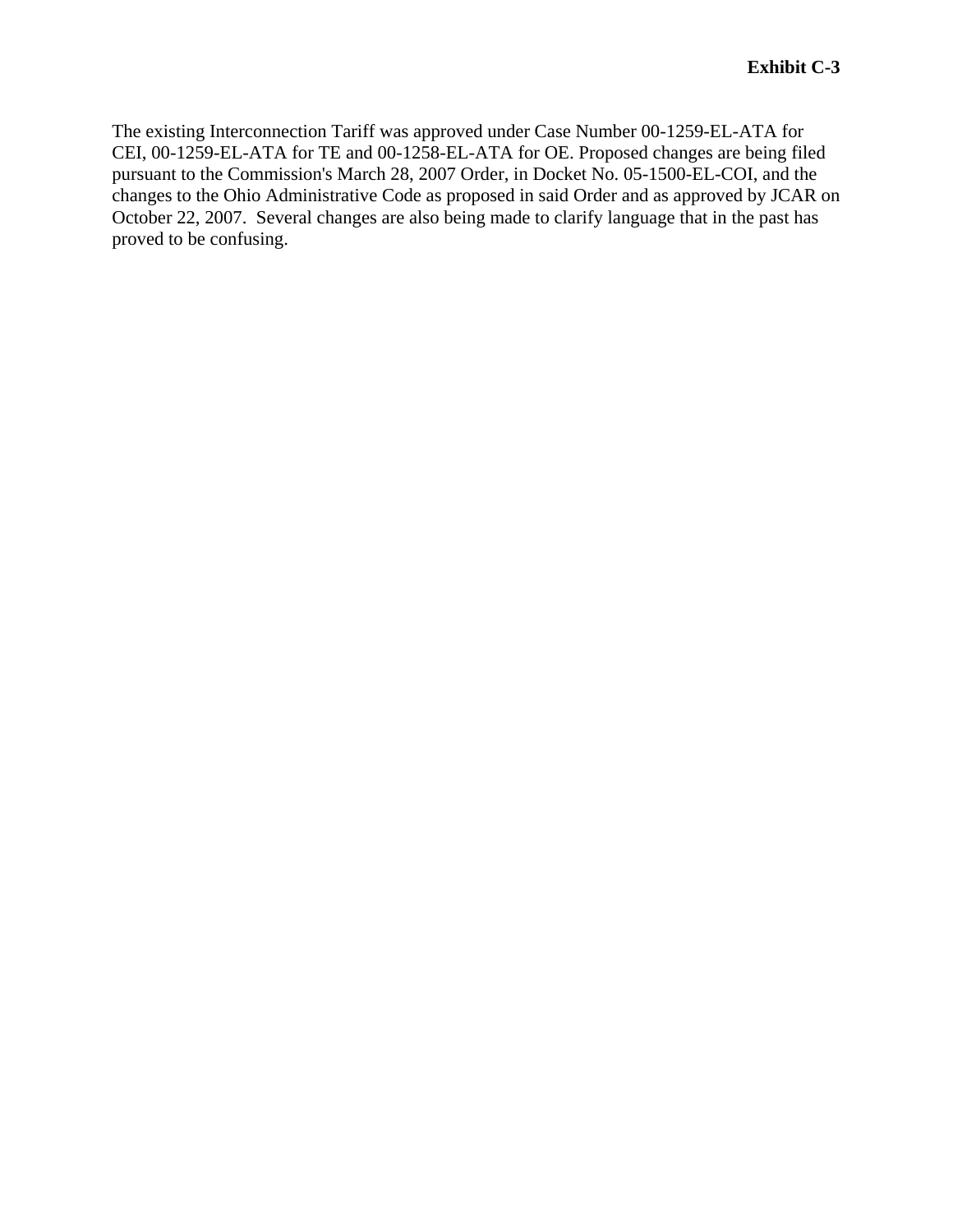**Exhibit C-3**

The existing Interconnection Tariff was approved under Case Number 00-1259-EL-ATA for CEI, 00-1259-EL-ATA for TE and 00-1258-EL-ATA for OE. Proposed changes are being filed pursuant to the Commission's March 28, 2007 Order, in Docket No. 05-1500-EL-COI, and the changes to the Ohio Administrative Code as proposed in said Order and as approved by JCAR on October 22, 2007. Several changes are also being made to clarify language that in the past has proved to be confusing.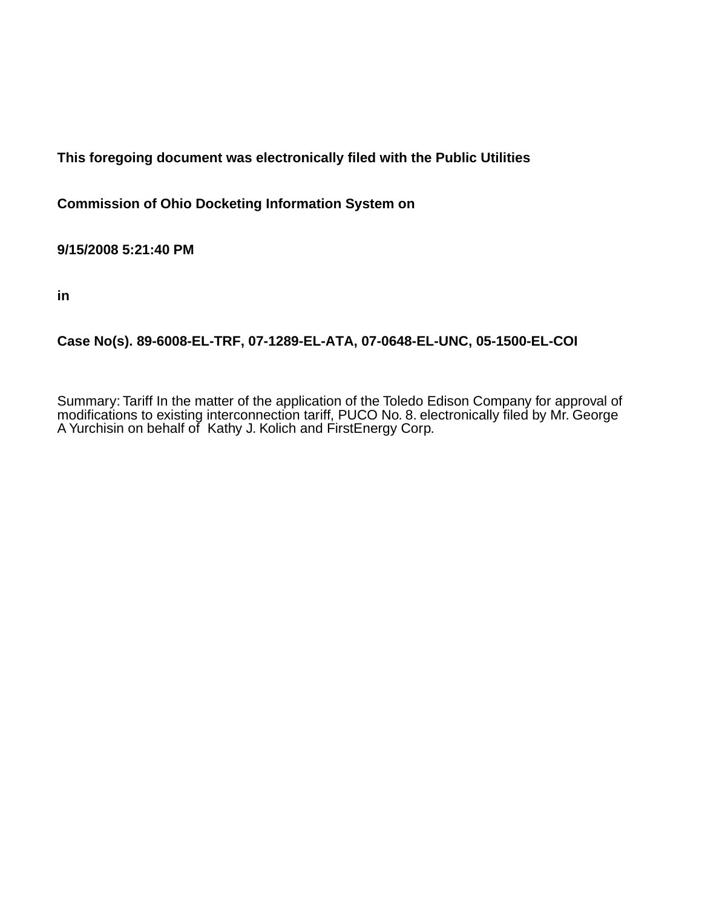**This foregoing document was electronically filed with the Public Utilities**

**Commission of Ohio Docketing Information System on**

**9/15/2008 5:21:40 PM**

**in**

**Case No(s). 89-6008-EL-TRF, 07-1289-EL-ATA, 07-0648-EL-UNC, 05-1500-EL-COI**

Summary: Tariff In the matter of the application of the Toledo Edison Company for approval of modifications to existing interconnection tariff, PUCO No. 8. electronically filed by Mr. George A Yurchisin on behalf of Kathy J. Kolich and FirstEnergy Corp.